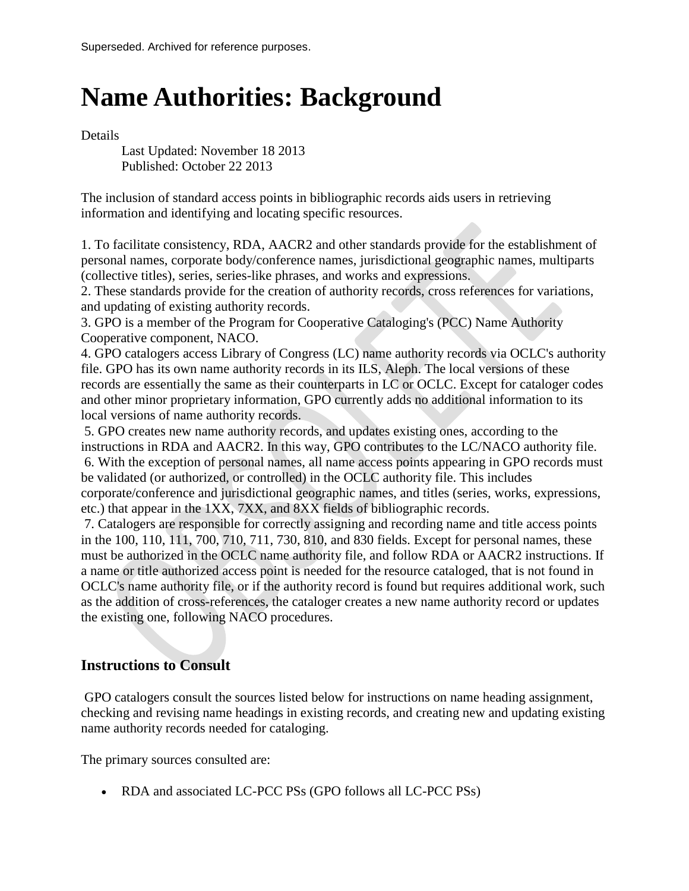Superseded. Archived for reference purposes.

# Name Authorities: Background

Details

Last Updated: November 18 2013
Published: October 22 2013

The inclusion of standard access points in bibliographic records aids users in retrieving information and identifying and locating specific resources.

1. To facilitate consistency, RDA, AACR2 and other standards provide for the establishment of personal names, corporate body/conference names, jurisdictional geographic names, multiparts (collective titles), series, series-like phrases, and works and expressions.
2. These standards provide for the creation of authority records, cross references for variations, and updating of existing authority records.
3. GPO is a member of the Program for Cooperative Cataloging's (PCC) Name Authority Cooperative component, NACO.
4. GPO catalogers access Library of Congress (LC) name authority records via OCLC's authority file. GPO has its own name authority records in its ILS, Aleph. The local versions of these records are essentially the same as their counterparts in LC or OCLC. Except for cataloger codes and other minor proprietary information, GPO currently adds no additional information to its local versions of name authority records.
5. GPO creates new name authority records, and updates existing ones, according to the instructions in RDA and AACR2. In this way, GPO contributes to the LC/NACO authority file.
6. With the exception of personal names, all name access points appearing in GPO records must be validated (or authorized, or controlled) in the OCLC authority file. This includes corporate/conference and jurisdictional geographic names, and titles (series, works, expressions, etc.) that appear in the 1XX, 7XX, and 8XX fields of bibliographic records.
7. Catalogers are responsible for correctly assigning and recording name and title access points in the 100, 110, 111, 700, 710, 711, 730, 810, and 830 fields. Except for personal names, these must be authorized in the OCLC name authority file, and follow RDA or AACR2 instructions. If a name or title authorized access point is needed for the resource cataloged, that is not found in OCLC's name authority file, or if the authority record is found but requires additional work, such as the addition of cross-references, the cataloger creates a new name authority record or updates the existing one, following NACO procedures.

## Instructions to Consult

GPO catalogers consult the sources listed below for instructions on name heading assignment, checking and revising name headings in existing records, and creating new and updating existing name authority records needed for cataloging.

The primary sources consulted are:

- RDA and associated LC-PCC PSs (GPO follows all LC-PCC PSs)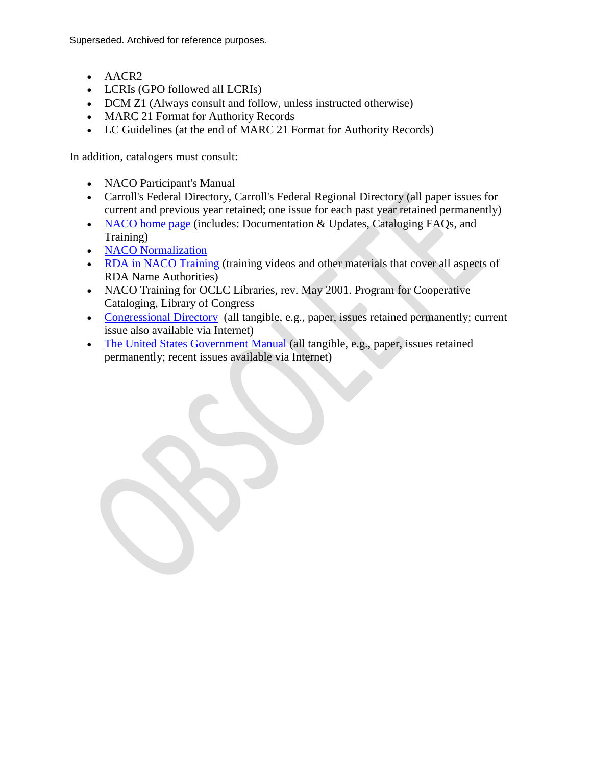Superseded. Archived for reference purposes.

- AACR2
- LCRIs (GPO followed all LCRIs)
- DCM Z1 (Always consult and follow, unless instructed otherwise)
- MARC 21 Format for Authority Records
- LC Guidelines (at the end of MARC 21 Format for Authority Records)

In addition, catalogers must consult:

- NACO Participant's Manual
- Carroll's Federal Directory, Carroll's Federal Regional Directory (all paper issues for current and previous year retained; one issue for each past year retained permanently)
- NACO home page (includes: Documentation & Updates, Cataloging FAQs, and Training)
- NACO Normalization
- RDA in NACO Training (training videos and other materials that cover all aspects of RDA Name Authorities)
- NACO Training for OCLC Libraries, rev. May 2001. Program for Cooperative Cataloging, Library of Congress
- Congressional Directory (all tangible, e.g., paper, issues retained permanently; current issue also available via Internet)
- The United States Government Manual (all tangible, e.g., paper, issues retained permanently; recent issues available via Internet)